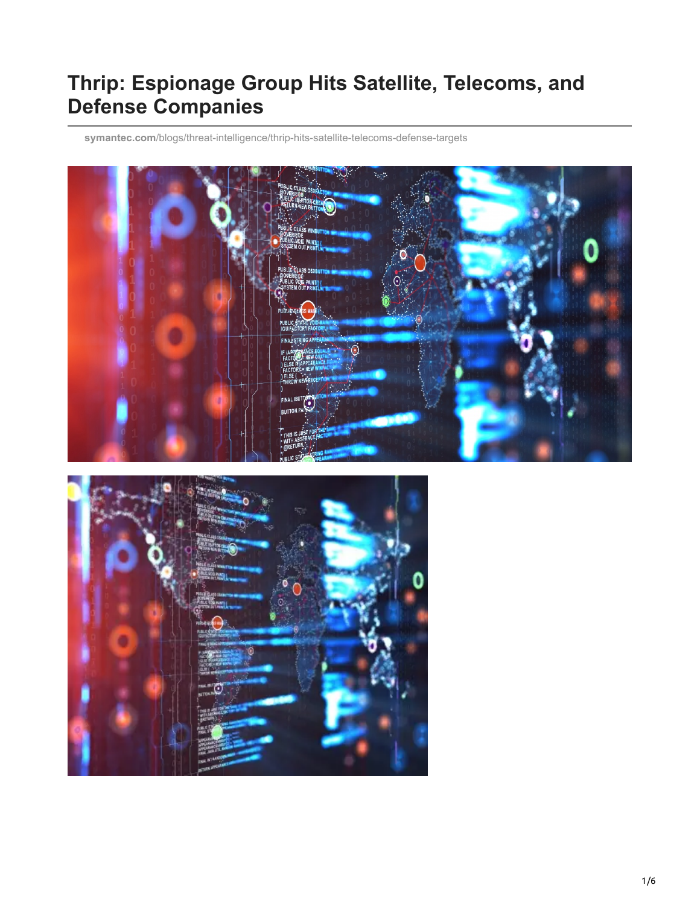# Thrip: Espionage Group Hits Satellite, Telecoms, and Defense Companies

symantec.com/blogs/threat-intelligence/thrip-hits-satellite-telecoms-defense-targets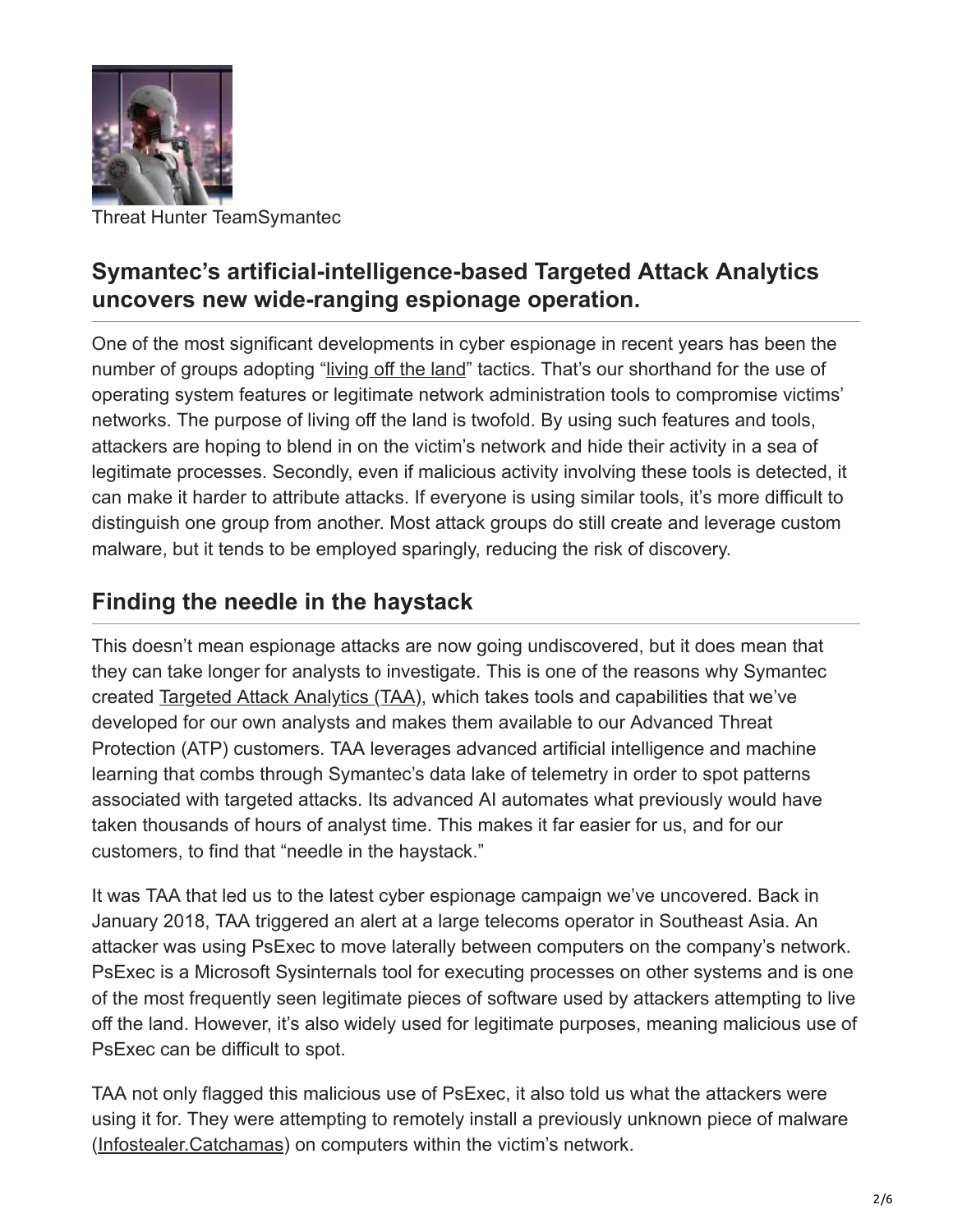Threat Hunter TeamSymantec

## Symantec's artificial-intelligence-based Targeted Attack Analytics uncovers new wide-ranging espionage operation.

One of the most significant developments in cyber espionage in recent years has been the number of groups adopting "living off the land" tactics. That's our shorthand for the use of operating system features or legitimate network administration tools to compromise victims' networks. The purpose of living off the land is twofold. By using such features and tools, attackers are hoping to blend in on the victim's network and hide their activity in a sea of legitimate processes. Secondly, even if malicious activity involving these tools is detected, it can make it harder to attribute attacks. If everyone is using similar tools, it's more difficult to distinguish one group from another. Most attack groups do still create and leverage custom malware, but it tends to be employed sparingly, reducing the risk of discovery.

## Finding the needle in the haystack

This doesn't mean espionage attacks are now going undiscovered, but it does mean that they can take longer for analysts to investigate. This is one of the reasons why Symantec created Targeted Attack Analytics (TAA), which takes tools and capabilities that we've developed for our own analysts and makes them available to our Advanced Threat Protection (ATP) customers. TAA leverages advanced artificial intelligence and machine learning that combs through Symantec's data lake of telemetry in order to spot patterns associated with targeted attacks. Its advanced AI automates what previously would have taken thousands of hours of analyst time. This makes it far easier for us, and for our customers, to find that "needle in the haystack."

It was TAA that led us to the latest cyber espionage campaign we've uncovered. Back in January 2018, TAA triggered an alert at a large telecoms operator in Southeast Asia. An attacker was using PsExec to move laterally between computers on the company's network. PsExec is a Microsoft Sysinternals tool for executing processes on other systems and is one of the most frequently seen legitimate pieces of software used by attackers attempting to live off the land. However, it's also widely used for legitimate purposes, meaning malicious use of PsExec can be difficult to spot.

TAA not only flagged this malicious use of PsExec, it also told us what the attackers were using it for. They were attempting to remotely install a previously unknown piece of malware (Infostealer.Catchamas) on computers within the victim's network.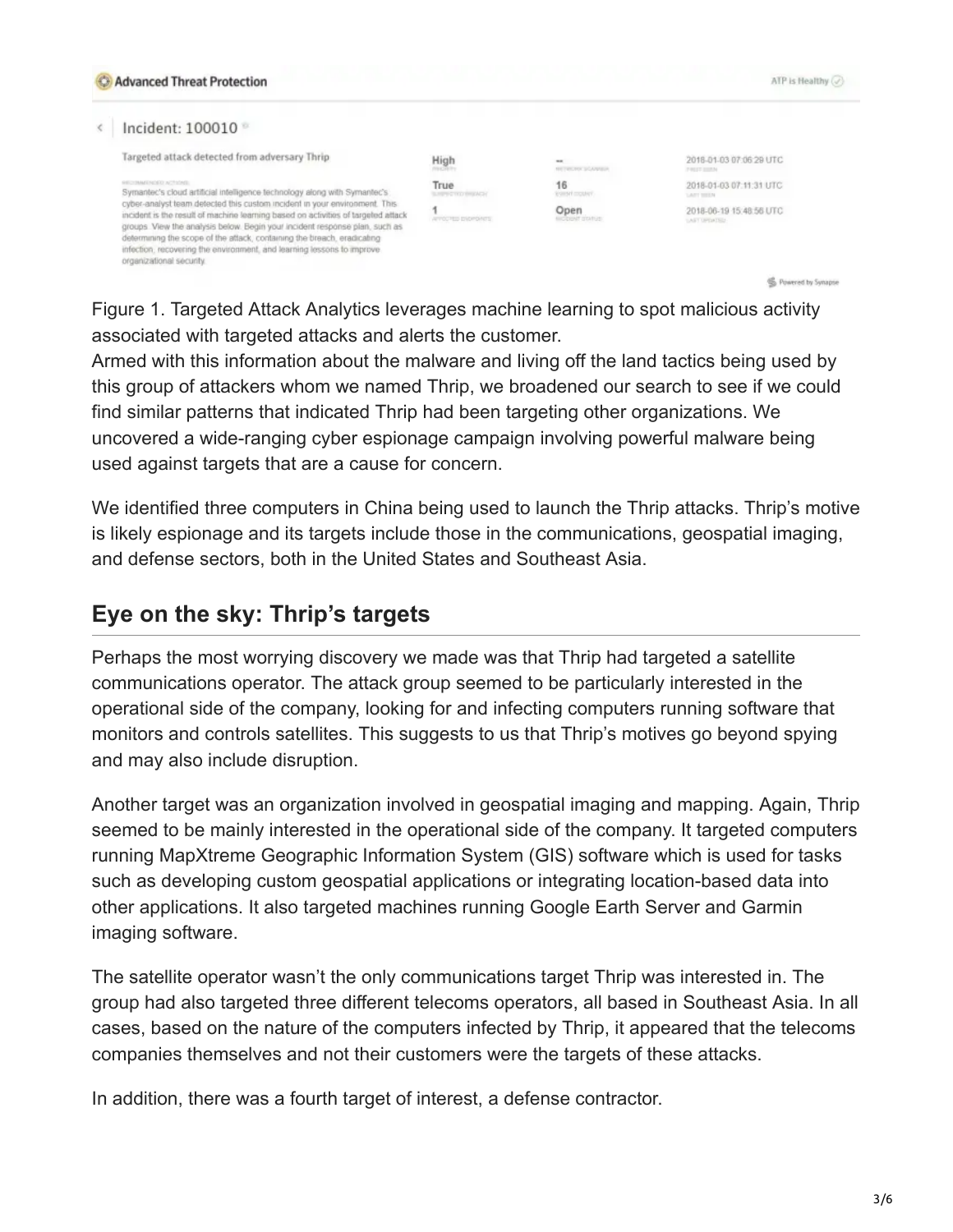Figure 1. Targeted Attack Analytics leverages machine learning to spot malicious activity associated with targeted attacks and alerts the customer.

Armed with this information about the malware and living off the land tactics being used by this group of attackers whom we named Thrip, we broadened our search to see if we could find similar patterns that indicated Thrip had been targeting other organizations. We uncovered a wide-ranging cyber espionage campaign involving powerful malware being used against targets that are a cause for concern.

We identified three computers in China being used to launch the Thrip attacks. Thrip's motive is likely espionage and its targets include those in the communications, geospatial imaging, and defense sectors, both in the United States and Southeast Asia.

## Eye on the sky: Thrip's targets

Perhaps the most worrying discovery we made was that Thrip had targeted a satellite communications operator. The attack group seemed to be particularly interested in the operational side of the company, looking for and infecting computers running software that monitors and controls satellites. This suggests to us that Thrip's motives go beyond spying and may also include disruption.

Another target was an organization involved in geospatial imaging and mapping. Again, Thrip seemed to be mainly interested in the operational side of the company. It targeted computers running MapXtreme Geographic Information System (GIS) software which is used for tasks such as developing custom geospatial applications or integrating location-based data into other applications. It also targeted machines running Google Earth Server and Garmin imaging software.

The satellite operator wasn't the only communications target Thrip was interested in. The group had also targeted three different telecoms operators, all based in Southeast Asia. In all cases, based on the nature of the computers infected by Thrip, it appeared that the telecoms companies themselves and not their customers were the targets of these attacks.

In addition, there was a fourth target of interest, a defense contractor.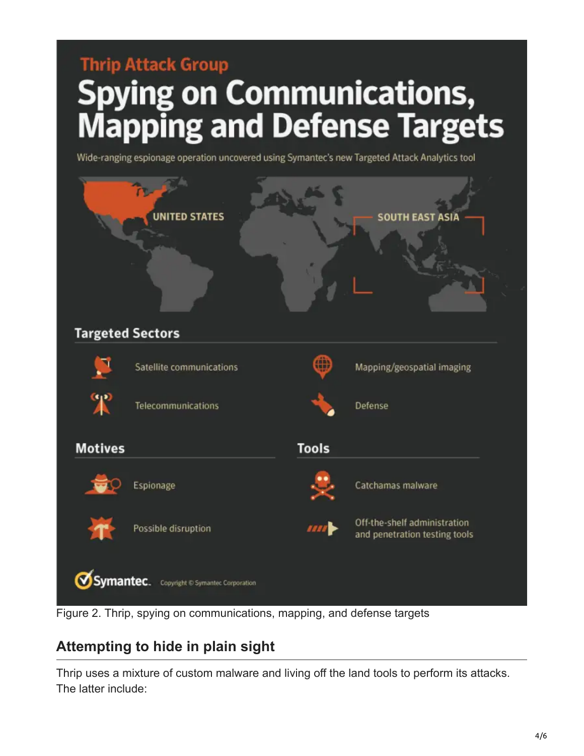Thrip Attack Group

# Spying on Communications, Mapping and Defense Targets

Wide-ranging espionage operation uncovered using Symantec's new Targeted Attack Analytics tool

UNITED STATES

SOUTH EAST ASIA

**Targeted Sectors**

- Satellite communications
- Telecommunications
- Mapping/geospatial imaging
- Defense

**Motives**

- Espionage
- Possible disruption

**Tools**

- Catchamas malware
- Off-the-shelf administration and penetration testing tools

Symantec. Copyright © Symantec Corporation

Figure 2. Thrip, spying on communications, mapping, and defense targets

## Attempting to hide in plain sight

Thrip uses a mixture of custom malware and living off the land tools to perform its attacks. The latter include: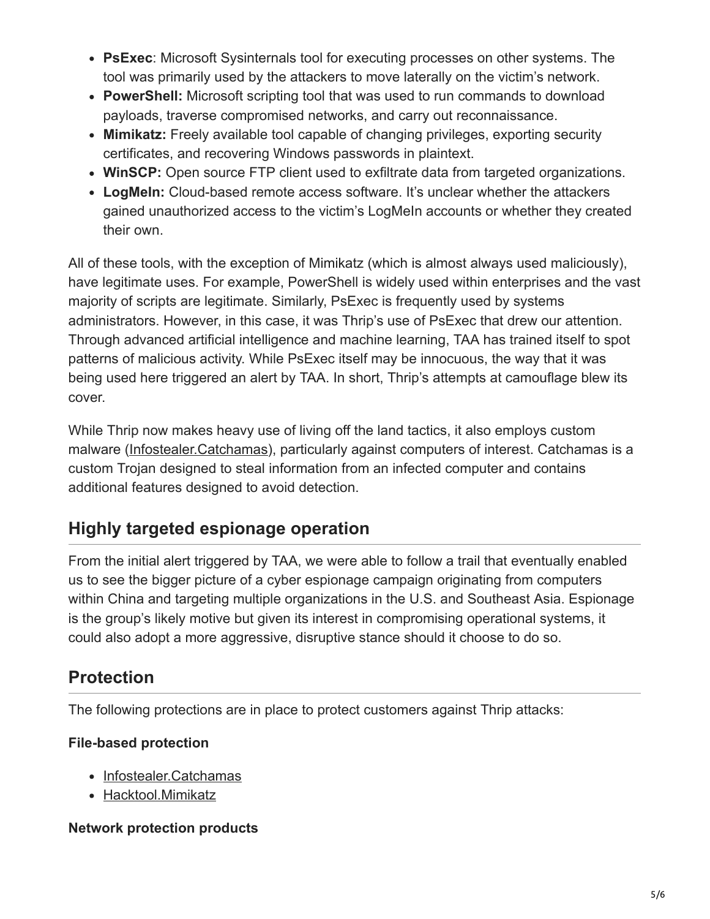- **PsExec**: Microsoft Sysinternals tool for executing processes on other systems. The tool was primarily used by the attackers to move laterally on the victim's network.
- **PowerShell:** Microsoft scripting tool that was used to run commands to download payloads, traverse compromised networks, and carry out reconnaissance.
- **Mimikatz:** Freely available tool capable of changing privileges, exporting security certificates, and recovering Windows passwords in plaintext.
- **WinSCP:** Open source FTP client used to exfiltrate data from targeted organizations.
- **LogMeIn:** Cloud-based remote access software. It's unclear whether the attackers gained unauthorized access to the victim's LogMeIn accounts or whether they created their own.

All of these tools, with the exception of Mimikatz (which is almost always used maliciously), have legitimate uses. For example, PowerShell is widely used within enterprises and the vast majority of scripts are legitimate. Similarly, PsExec is frequently used by systems administrators. However, in this case, it was Thrip's use of PsExec that drew our attention. Through advanced artificial intelligence and machine learning, TAA has trained itself to spot patterns of malicious activity. While PsExec itself may be innocuous, the way that it was being used here triggered an alert by TAA. In short, Thrip's attempts at camouflage blew its cover.

While Thrip now makes heavy use of living off the land tactics, it also employs custom malware (Infostealer.Catchamas), particularly against computers of interest. Catchamas is a custom Trojan designed to steal information from an infected computer and contains additional features designed to avoid detection.

## Highly targeted espionage operation

From the initial alert triggered by TAA, we were able to follow a trail that eventually enabled us to see the bigger picture of a cyber espionage campaign originating from computers within China and targeting multiple organizations in the U.S. and Southeast Asia. Espionage is the group's likely motive but given its interest in compromising operational systems, it could also adopt a more aggressive, disruptive stance should it choose to do so.

## Protection

The following protections are in place to protect customers against Thrip attacks:

**File-based protection**

- Infostealer.Catchamas
- Hacktool.Mimikatz

**Network protection products**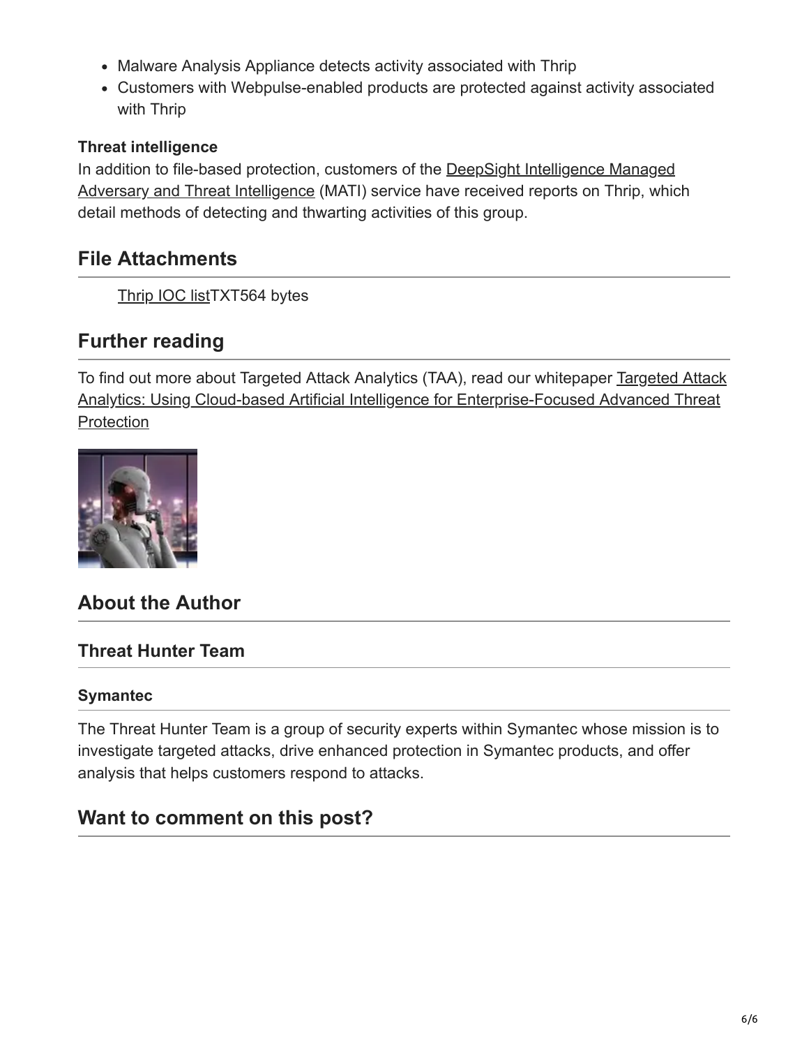- Malware Analysis Appliance detects activity associated with Thrip
- Customers with Webpulse-enabled products are protected against activity associated with Thrip

**Threat intelligence**

In addition to file-based protection, customers of the DeepSight Intelligence Managed Adversary and Threat Intelligence (MATI) service have received reports on Thrip, which detail methods of detecting and thwarting activities of this group.

## File Attachments

Thrip IOC listTXT564 bytes

## Further reading

To find out more about Targeted Attack Analytics (TAA), read our whitepaper Targeted Attack Analytics: Using Cloud-based Artificial Intelligence for Enterprise-Focused Advanced Threat Protection

## About the Author

### Threat Hunter Team

#### Symantec

The Threat Hunter Team is a group of security experts within Symantec whose mission is to investigate targeted attacks, drive enhanced protection in Symantec products, and offer analysis that helps customers respond to attacks.

## Want to comment on this post?